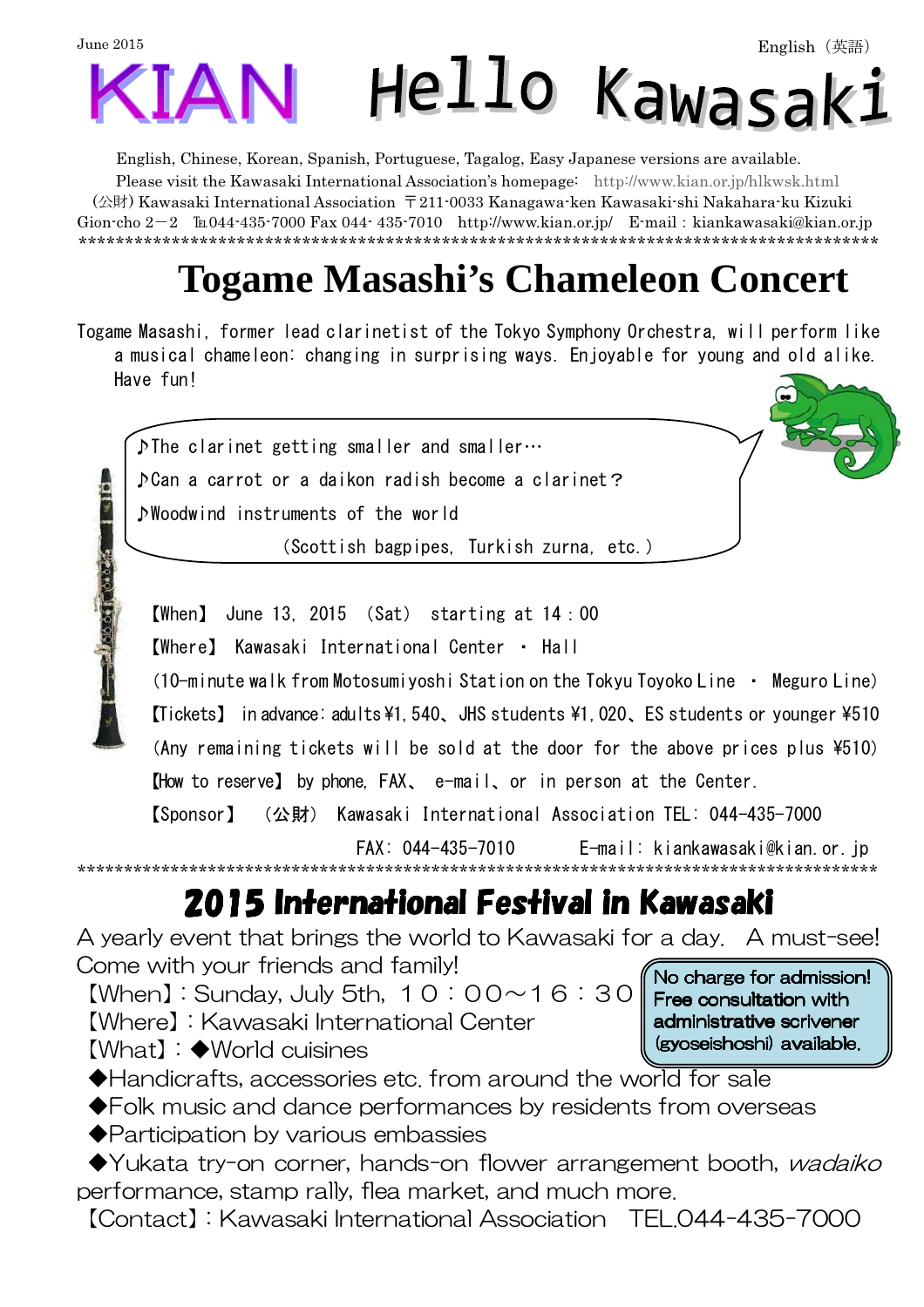June 2015

English（英語）

# KIAN Hello Kawasaki

English, Chinese, Korean, Spanish, Portuguese, Tagalog, Easy Japanese versions are available.
Please visit the Kawasaki International Association's homepage: http://www.kian.or.jp/hlkwsk.html
(公財) Kawasaki International Association 〒211-0033 Kanagawa-ken Kawasaki-shi Nakahara-ku Kizuki Gion-cho 2－2 ℡044-435-7000 Fax 044- 435-7010 http://www.kian.or.jp/ E-mail : kiankawasaki@kian.or.jp

****************************************************************************************************

# Togame Masashi's Chameleon Concert

Togame Masashi, former lead clarinetist of the Tokyo Symphony Orchestra, will perform like a musical chameleon: changing in surprising ways. Enjoyable for young and old alike. Have fun!

♪The clarinet getting smaller and smaller…
♪Can a carrot or a daikon radish become a clarinet？
♪Woodwind instruments of the world
(Scottish bagpipes, Turkish zurna, etc.)

【When】 June 13, 2015 (Sat) starting at 14：00
【Where】 Kawasaki International Center ・ Hall
(10-minute walk from Motosumiyoshi Station on the Tokyu Toyoko Line ・ Meguro Line)
【Tickets】 in advance: adults ¥1,540、JHS students ¥1,020、ES students or younger ¥510
(Any remaining tickets will be sold at the door for the above prices plus ¥510)
【How to reserve】 by phone, FAX、 e-mail、or in person at the Center.
【Sponsor】 (公財) Kawasaki International Association TEL: 044-435-7000
FAX: 044-435-7010 E-mail: kiankawasaki@kian.or.jp

****************************************************************************************************

# 2015 International Festival in Kawasaki

A yearly event that brings the world to Kawasaki for a day. A must-see! Come with your friends and family!

**No charge for admission! Free consultation with administrative scrivener (gyoseishoshi) available.**

【When】: Sunday, July 5th, １０：００～１６：３０
【Where】: Kawasaki International Center
【What】: ◆World cuisines
◆Handicrafts, accessories etc. from around the world for sale
◆Folk music and dance performances by residents from overseas
◆Participation by various embassies
◆Yukata try-on corner, hands-on flower arrangement booth, *wadaiko* performance, stamp rally, flea market, and much more.
【Contact】: Kawasaki International Association TEL.044-435-7000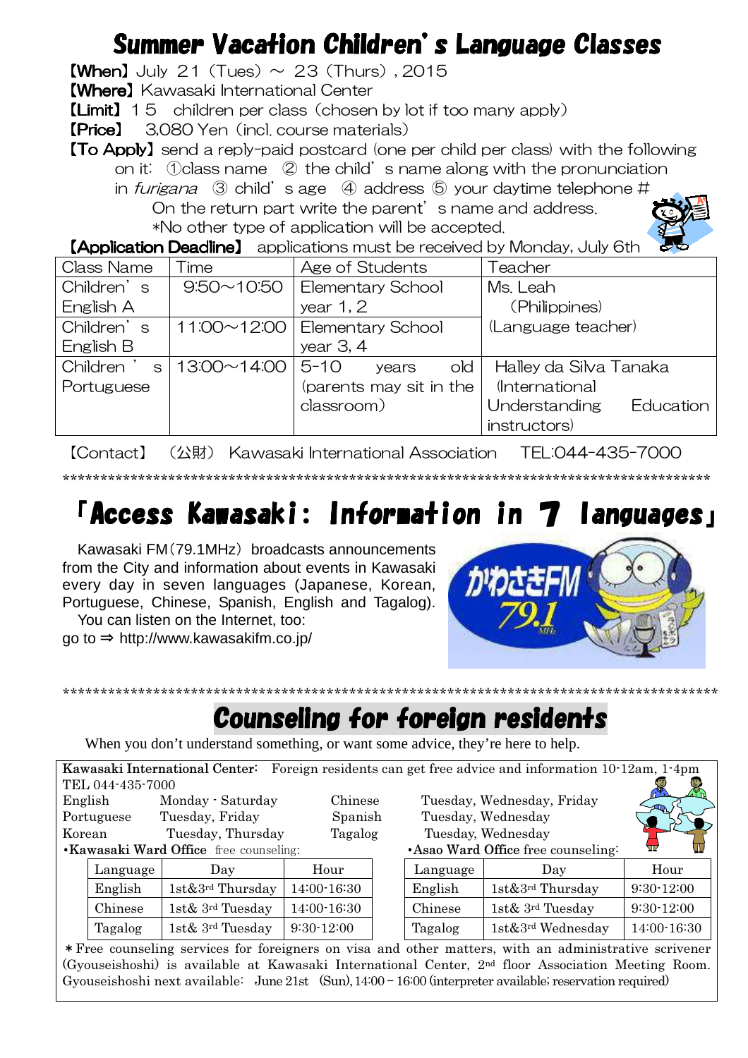# Summer Vacation Children's Language Classes

**【When】** July 21 (Tues) ～ 23 (Thurs), 2015

**【Where】** Kawasaki International Center

**【Limit】** 15 children per class (chosen by lot if too many apply)

**【Price】** 3,080 Yen (incl. course materials)

**【To Apply】** send a reply-paid postcard (one per child per class) with the following on it: ①class name ② the child's name along with the pronunciation in *furigana* ③ child's age ④ address ⑤ your daytime telephone #

On the return part write the parent's name and address.

*No other type of application will be accepted.

**【Application Deadline】** applications must be received by Monday, July 6th

| Class Name | Time | Age of Students | Teacher |
|---|---|---|---|
| Children's English A | 9:50～10:50 | Elementary School year 1, 2 | Ms. Leah (Philippines) (Language teacher) |
| Children's English B | 11:00～12:00 | Elementary School year 3, 4 | |
| Children's Portuguese | 13:00～14:00 | 5-10 years old (parents may sit in the classroom) | Halley da Silva Tanaka (International Understanding Education instructors) |

【Contact】 (公財) Kawasaki International Association TEL:044-435-7000

*****************************************************************************************

# 「Access Kawasaki: Information in 7 languages」

Kawasaki FM (79.1MHz) broadcasts announcements from the City and information about events in Kawasaki every day in seven languages (Japanese, Korean, Portuguese, Chinese, Spanish, English and Tagalog).

You can listen on the Internet, too:

go to ⇒ http://www.kawasakifm.co.jp/

*****************************************************************************************

# Counseling for foreign residents

When you don't understand something, or want some advice, they're here to help.

**Kawasaki International Center:** Foreign residents can get free advice and information 10-12am, 1-4pm

TEL 044-435-7000

| | | | |
|---|---|---|---|
| English | Monday - Saturday | Chinese | Tuesday, Wednesday, Friday |
| Portuguese | Tuesday, Friday | Spanish | Tuesday, Wednesday |
| Korean | Tuesday, Thursday | Tagalog | Tuesday, Wednesday |

•**Kawasaki Ward Office** free counseling:

| Language | Day | Hour |
|---|---|---|
| English | 1st&3rd Thursday | 14:00-16:30 |
| Chinese | 1st& 3rd Tuesday | 14:00-16:30 |
| Tagalog | 1st& 3rd Tuesday | 9:30-12:00 |

•Asao Ward Office free counseling:

| Language | Day | Hour |
|---|---|---|
| English | 1st&3rd Thursday | 9:30-12:00 |
| Chinese | 1st& 3rd Tuesday | 9:30-12:00 |
| Tagalog | 1st&3rd Wednesday | 14:00-16:30 |

＊Free counseling services for foreigners on visa and other matters, with an administrative scrivener (Gyouseishoshi) is available at Kawasaki International Center, 2nd floor Association Meeting Room. Gyouseishoshi next available: June 21st (Sun), 14:00－16:00 (interpreter available; reservation required)